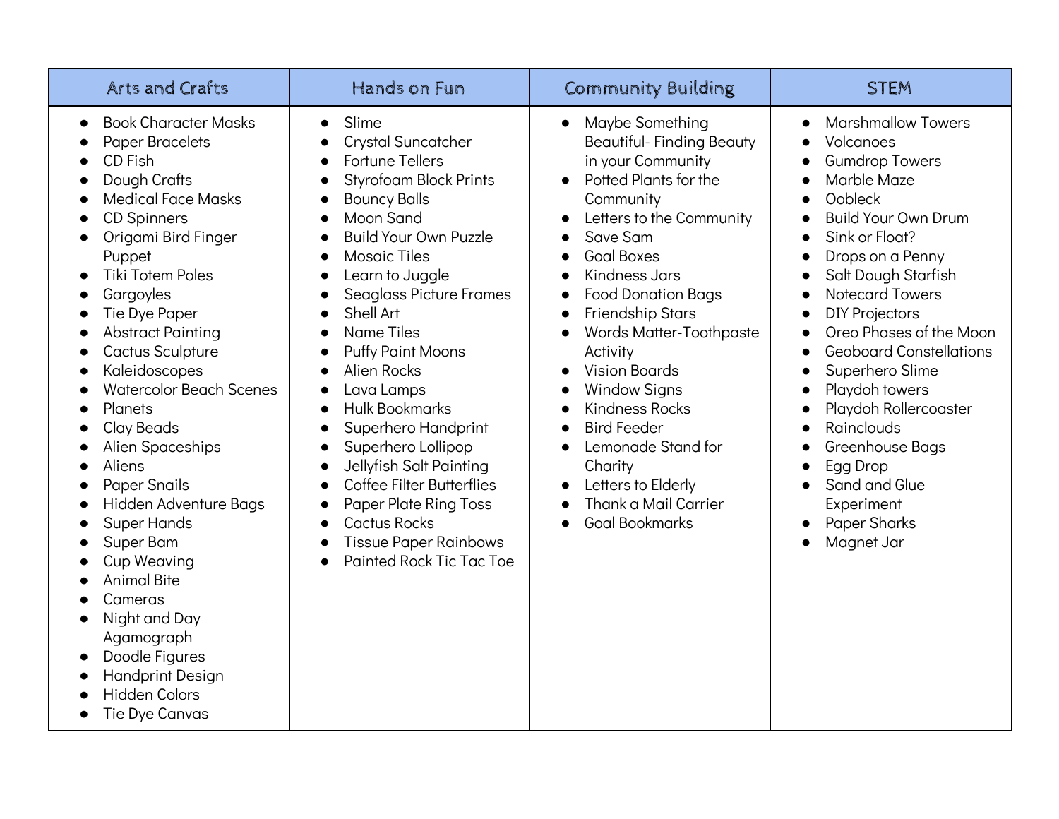| Arts and Crafts | Hands on Fun | Community Building | STEM |
|---|---|---|---|
| • Book Character Masks<br>• Paper Bracelets<br>• CD Fish<br>• Dough Crafts<br>• Medical Face Masks<br>• CD Spinners<br>• Origami Bird Finger Puppet<br>• Tiki Totem Poles<br>• Gargoyles<br>• Tie Dye Paper<br>• Abstract Painting<br>• Cactus Sculpture<br>• Kaleidoscopes<br>• Watercolor Beach Scenes<br>• Planets<br>• Clay Beads<br>• Alien Spaceships<br>• Aliens<br>• Paper Snails<br>• Hidden Adventure Bags<br>• Super Hands<br>• Super Bam<br>• Cup Weaving<br>• Animal Bite<br>• Cameras<br>• Night and Day Agamograph<br>• Doodle Figures<br>• Handprint Design<br>• Hidden Colors<br>• Tie Dye Canvas | • Slime<br>• Crystal Suncatcher<br>• Fortune Tellers<br>• Styrofoam Block Prints<br>• Bouncy Balls<br>• Moon Sand<br>• Build Your Own Puzzle<br>• Mosaic Tiles<br>• Learn to Juggle<br>• Seaglass Picture Frames<br>• Shell Art<br>• Name Tiles<br>• Puffy Paint Moons<br>• Alien Rocks<br>• Lava Lamps<br>• Hulk Bookmarks<br>• Superhero Handprint<br>• Superhero Lollipop<br>• Jellyfish Salt Painting<br>• Coffee Filter Butterflies<br>• Paper Plate Ring Toss<br>• Cactus Rocks<br>• Tissue Paper Rainbows<br>• Painted Rock Tic Tac Toe | • Maybe Something Beautiful- Finding Beauty in your Community<br>• Potted Plants for the Community<br>• Letters to the Community<br>• Save Sam<br>• Goal Boxes<br>• Kindness Jars<br>• Food Donation Bags<br>• Friendship Stars<br>• Words Matter-Toothpaste Activity<br>• Vision Boards<br>• Window Signs<br>• Kindness Rocks<br>• Bird Feeder<br>• Lemonade Stand for Charity<br>• Letters to Elderly<br>• Thank a Mail Carrier<br>• Goal Bookmarks | • Marshmallow Towers<br>• Volcanoes<br>• Gumdrop Towers<br>• Marble Maze<br>• Oobleck<br>• Build Your Own Drum<br>• Sink or Float?<br>• Drops on a Penny<br>• Salt Dough Starfish<br>• Notecard Towers<br>• DIY Projectors<br>• Oreo Phases of the Moon<br>• Geoboard Constellations<br>• Superhero Slime<br>• Playdoh towers<br>• Playdoh Rollercoaster<br>• Rainclouds<br>• Greenhouse Bags<br>• Egg Drop<br>• Sand and Glue Experiment<br>• Paper Sharks<br>• Magnet Jar |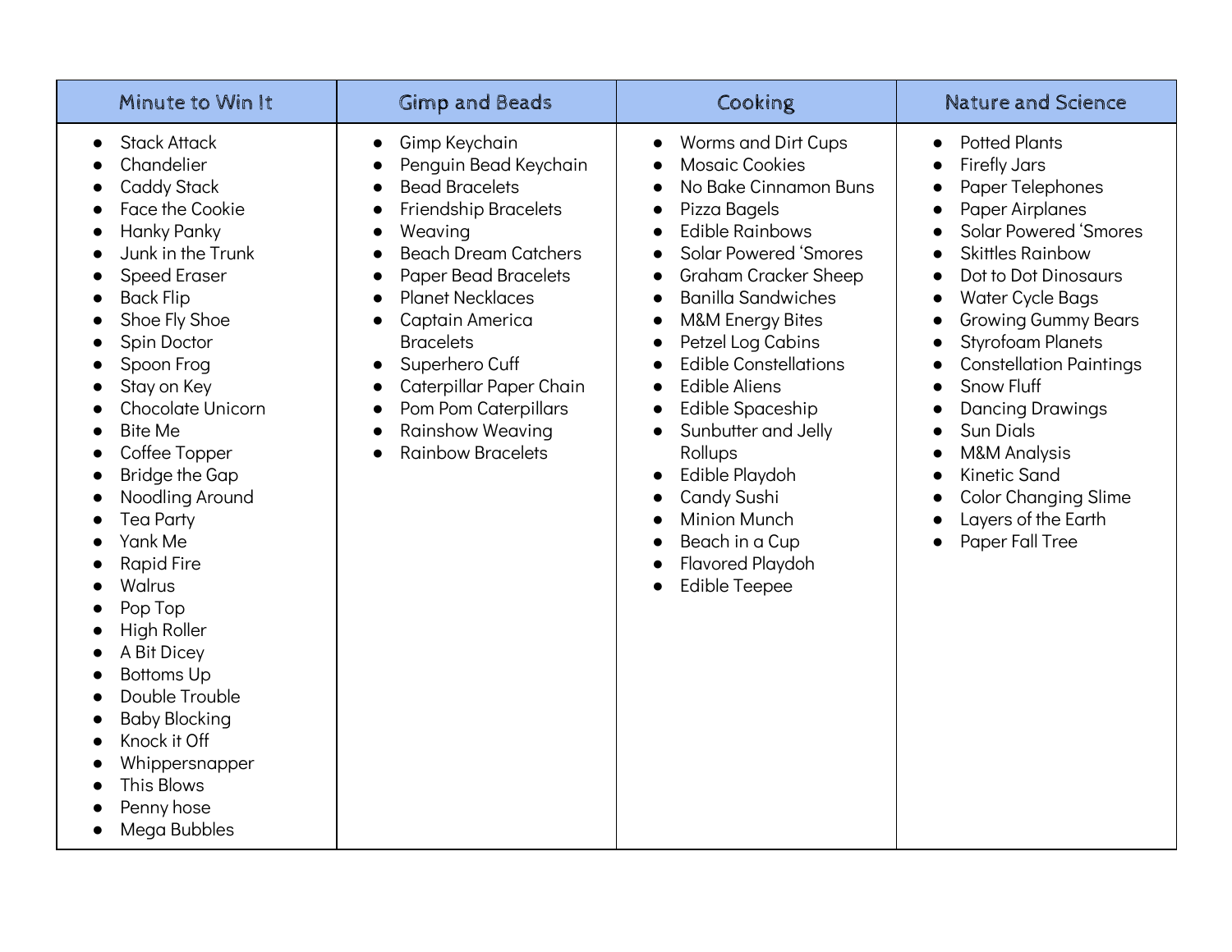| Minute to Win It | Gimp and Beads | Cooking | Nature and Science |
|---|---|---|---|
| • Stack Attack<br>• Chandelier<br>• Caddy Stack<br>• Face the Cookie<br>• Hanky Panky<br>• Junk in the Trunk<br>• Speed Eraser<br>• Back Flip<br>• Shoe Fly Shoe<br>• Spin Doctor<br>• Spoon Frog<br>• Stay on Key<br>• Chocolate Unicorn<br>• Bite Me<br>• Coffee Topper<br>• Bridge the Gap<br>• Noodling Around<br>• Tea Party<br>• Yank Me<br>• Rapid Fire<br>• Walrus<br>• Pop Top<br>• High Roller<br>• A Bit Dicey<br>• Bottoms Up<br>• Double Trouble<br>• Baby Blocking<br>• Knock it Off<br>• Whippersnapper<br>• This Blows<br>• Penny hose<br>• Mega Bubbles | • Gimp Keychain<br>• Penguin Bead Keychain<br>• Bead Bracelets<br>• Friendship Bracelets<br>• Weaving<br>• Beach Dream Catchers<br>• Paper Bead Bracelets<br>• Planet Necklaces<br>• Captain America Bracelets<br>• Superhero Cuff<br>• Caterpillar Paper Chain<br>• Pom Pom Caterpillars<br>• Rainshow Weaving<br>• Rainbow Bracelets | • Worms and Dirt Cups<br>• Mosaic Cookies<br>• No Bake Cinnamon Buns<br>• Pizza Bagels<br>• Edible Rainbows<br>• Solar Powered 'Smores<br>• Graham Cracker Sheep<br>• Banilla Sandwiches<br>• M&M Energy Bites<br>• Petzel Log Cabins<br>• Edible Constellations<br>• Edible Aliens<br>• Edible Spaceship<br>• Sunbutter and Jelly Rollups<br>• Edible Playdoh<br>• Candy Sushi<br>• Minion Munch<br>• Beach in a Cup<br>• Flavored Playdoh<br>• Edible Teepee | • Potted Plants<br>• Firefly Jars<br>• Paper Telephones<br>• Paper Airplanes<br>• Solar Powered 'Smores<br>• Skittles Rainbow<br>• Dot to Dot Dinosaurs<br>• Water Cycle Bags<br>• Growing Gummy Bears<br>• Styrofoam Planets<br>• Constellation Paintings<br>• Snow Fluff<br>• Dancing Drawings<br>• Sun Dials<br>• M&M Analysis<br>• Kinetic Sand<br>• Color Changing Slime<br>• Layers of the Earth<br>• Paper Fall Tree |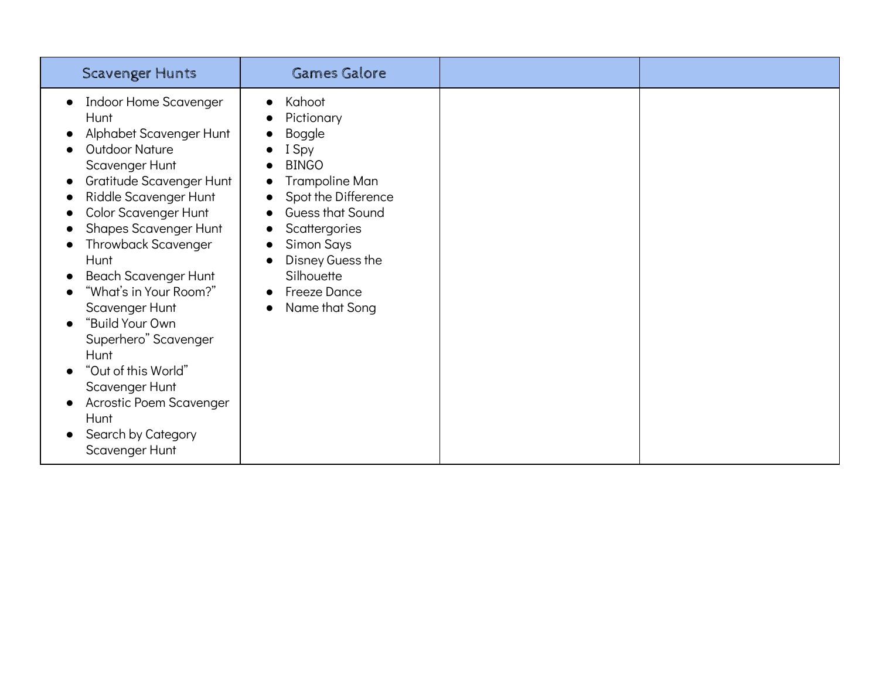| Scavenger Hunts | Games Galore | | |
|---|---|---|---|
| • Indoor Home Scavenger Hunt<br>• Alphabet Scavenger Hunt<br>• Outdoor Nature Scavenger Hunt<br>• Gratitude Scavenger Hunt<br>• Riddle Scavenger Hunt<br>• Color Scavenger Hunt<br>• Shapes Scavenger Hunt<br>• Throwback Scavenger Hunt<br>• Beach Scavenger Hunt<br>• "What's in Your Room?" Scavenger Hunt<br>• "Build Your Own Superhero" Scavenger Hunt<br>• "Out of this World" Scavenger Hunt<br>• Acrostic Poem Scavenger Hunt<br>• Search by Category Scavenger Hunt | • Kahoot<br>• Pictionary<br>• Boggle<br>• I Spy<br>• BINGO<br>• Trampoline Man<br>• Spot the Difference<br>• Guess that Sound<br>• Scattergories<br>• Simon Says<br>• Disney Guess the Silhouette<br>• Freeze Dance<br>• Name that Song | | |